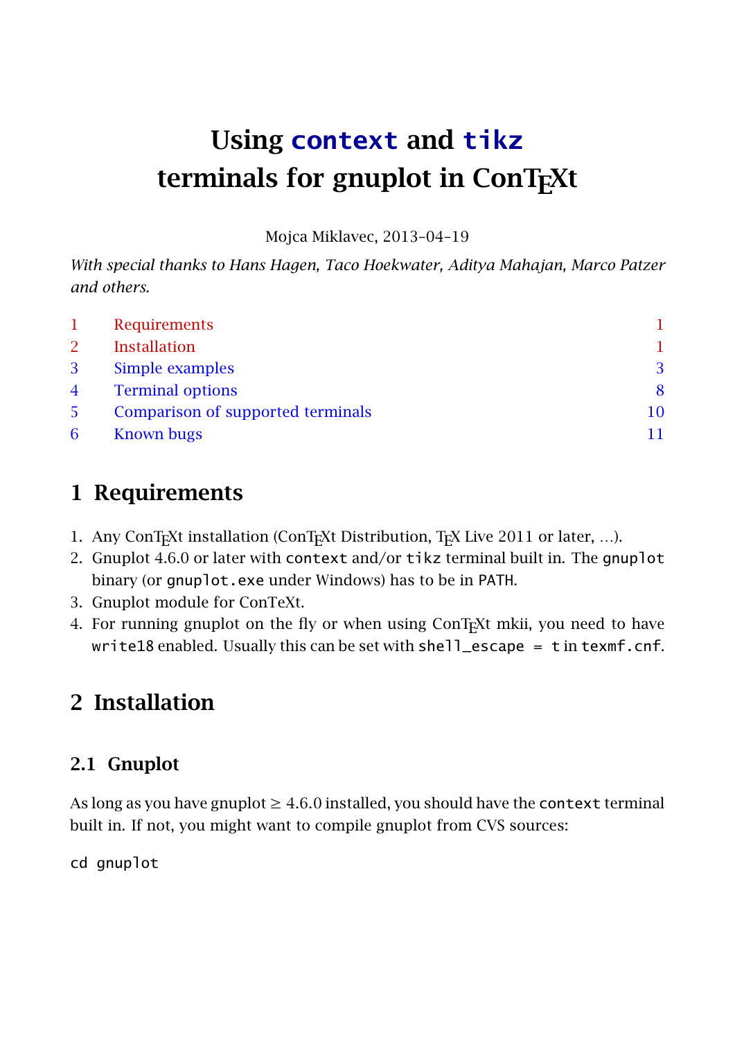# Using `context` and `tikz` terminals for gnuplot in ConTEXt

Mojca Miklavec, 2013-04-19

*With special thanks to Hans Hagen, Taco Hoekwater, Aditya Mahajan, Marco Patzer and others.*

| | | |
|---|---|---|
| 1 | Requirements | 1 |
| 2 | Installation | 1 |
| 3 | Simple examples | 3 |
| 4 | Terminal options | 8 |
| 5 | Comparison of supported terminals | 10 |
| 6 | Known bugs | 11 |

## 1 Requirements

1. Any ConTEXt installation (ConTEXt Distribution, TEX Live 2011 or later, ...).
2. Gnuplot 4.6.0 or later with `context` and/or `tikz` terminal built in. The `gnuplot` binary (or `gnuplot.exe` under Windows) has to be in `PATH`.
3. Gnuplot module for ConTeXt.
4. For running gnuplot on the fly or when using ConTEXt mkii, you need to have `write18` enabled. Usually this can be set with `shell_escape = t` in `texmf.cnf`.

## 2 Installation

### 2.1 Gnuplot

As long as you have gnuplot ≥ 4.6.0 installed, you should have the `context` terminal built in. If not, you might want to compile gnuplot from CVS sources:

```
cd gnuplot
```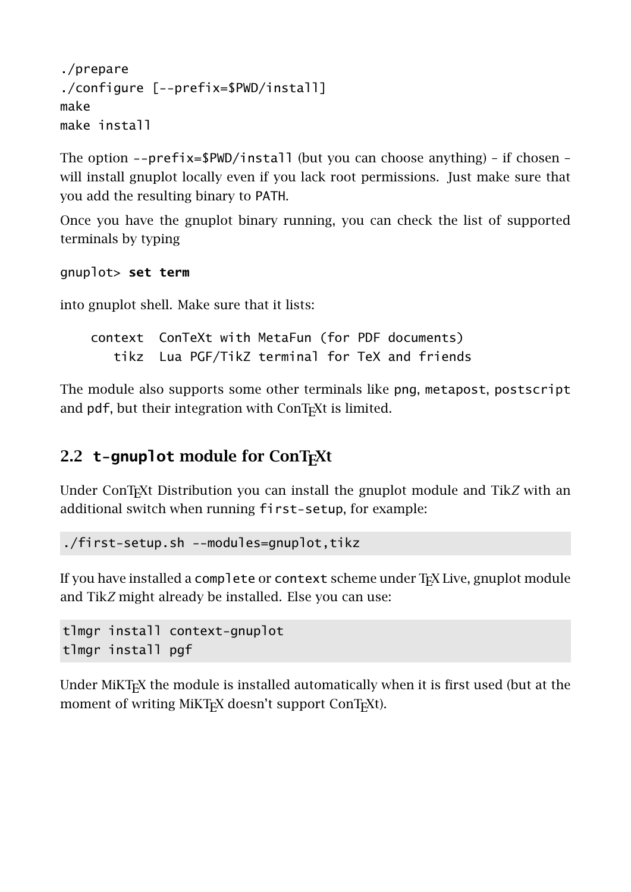```
./prepare
./configure [--prefix=$PWD/install]
make
make install
```

The option `--prefix=$PWD/install` (but you can choose anything) – if chosen – will install gnuplot locally even if you lack root permissions. Just make sure that you add the resulting binary to `PATH`.

Once you have the gnuplot binary running, you can check the list of supported terminals by typing

```
gnuplot> set term
```

into gnuplot shell. Make sure that it lists:

```
    context  ConTeXt with MetaFun (for PDF documents)
       tikz  Lua PGF/TikZ terminal for TeX and friends
```

The module also supports some other terminals like `png`, `metapost`, `postscript` and `pdf`, but their integration with ConTEXt is limited.

## 2.2 `t-gnuplot` module for ConTEXt

Under ConTEXt Distribution you can install the gnuplot module and Ti*k*Z with an additional switch when running `first-setup`, for example:

```
./first-setup.sh --modules=gnuplot,tikz
```

If you have installed a `complete` or `context` scheme under TEX Live, gnuplot module and Ti*k*Z might already be installed. Else you can use:

```
tlmgr install context-gnuplot
tlmgr install pgf
```

Under MiKTEX the module is installed automatically when it is first used (but at the moment of writing MiKTEX doesn't support ConTEXt).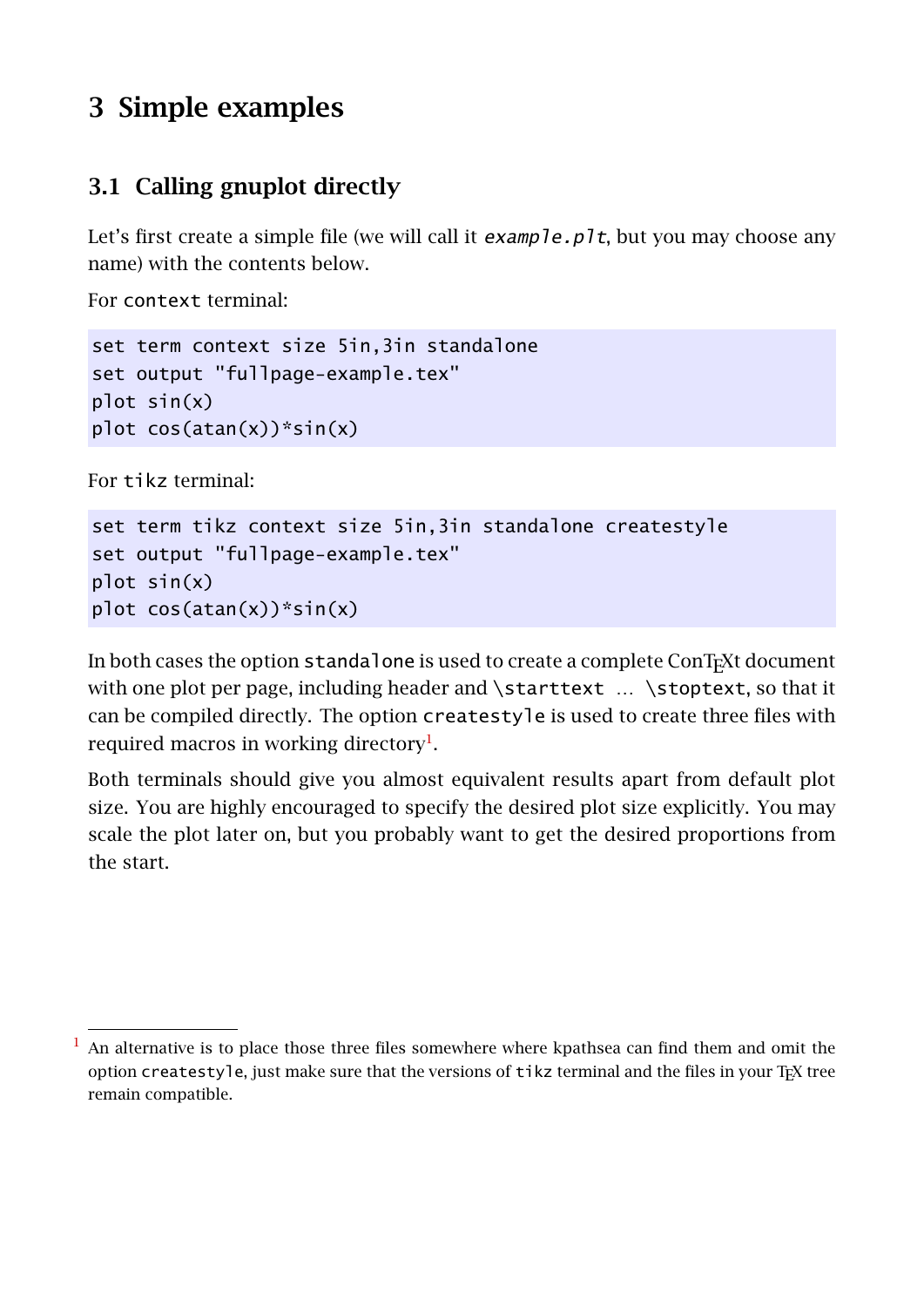# 3 Simple examples

## 3.1 Calling gnuplot directly

Let's first create a simple file (we will call it *example.plt*, but you may choose any name) with the contents below.

For `context` terminal:

```
set term context size 5in,3in standalone
set output "fullpage-example.tex"
plot sin(x)
plot cos(atan(x))*sin(x)
```

For `tikz` terminal:

```
set term tikz context size 5in,3in standalone createstyle
set output "fullpage-example.tex"
plot sin(x)
plot cos(atan(x))*sin(x)
```

In both cases the option `standalone` is used to create a complete ConTEXt document with one plot per page, including header and `\starttext` … `\stoptext`, so that it can be compiled directly. The option `createstyle` is used to create three files with required macros in working directory[1].

Both terminals should give you almost equivalent results apart from default plot size. You are highly encouraged to specify the desired plot size explicitly. You may scale the plot later on, but you probably want to get the desired proportions from the start.

---

[1] An alternative is to place those three files somewhere where kpathsea can find them and omit the option `createstyle`, just make sure that the versions of `tikz` terminal and the files in your TEX tree remain compatible.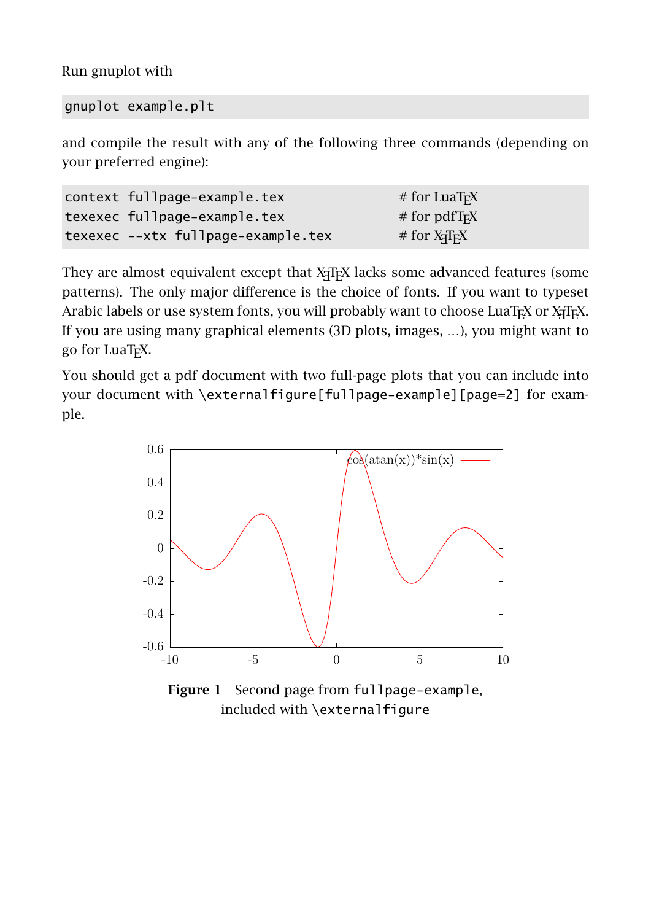Run gnuplot with

```
gnuplot example.plt
```

and compile the result with any of the following three commands (depending on your preferred engine):

```
context fullpage-example.tex              # for LuaTeX
texexec fullpage-example.tex              # for pdfTeX
texexec --xtx fullpage-example.tex        # for XeTeX
```

They are almost equivalent except that XeTeX lacks some advanced features (some patterns). The only major difference is the choice of fonts. If you want to typeset Arabic labels or use system fonts, you will probably want to choose LuaTeX or XeTeX. If you are using many graphical elements (3D plots, images, ...), you might want to go for LuaTeX.

You should get a pdf document with two full-page plots that you can include into your document with `\externalfigure[fullpage-example][page=2]` for example.

**Figure 1** Second page from `fullpage-example`, included with `\externalfigure`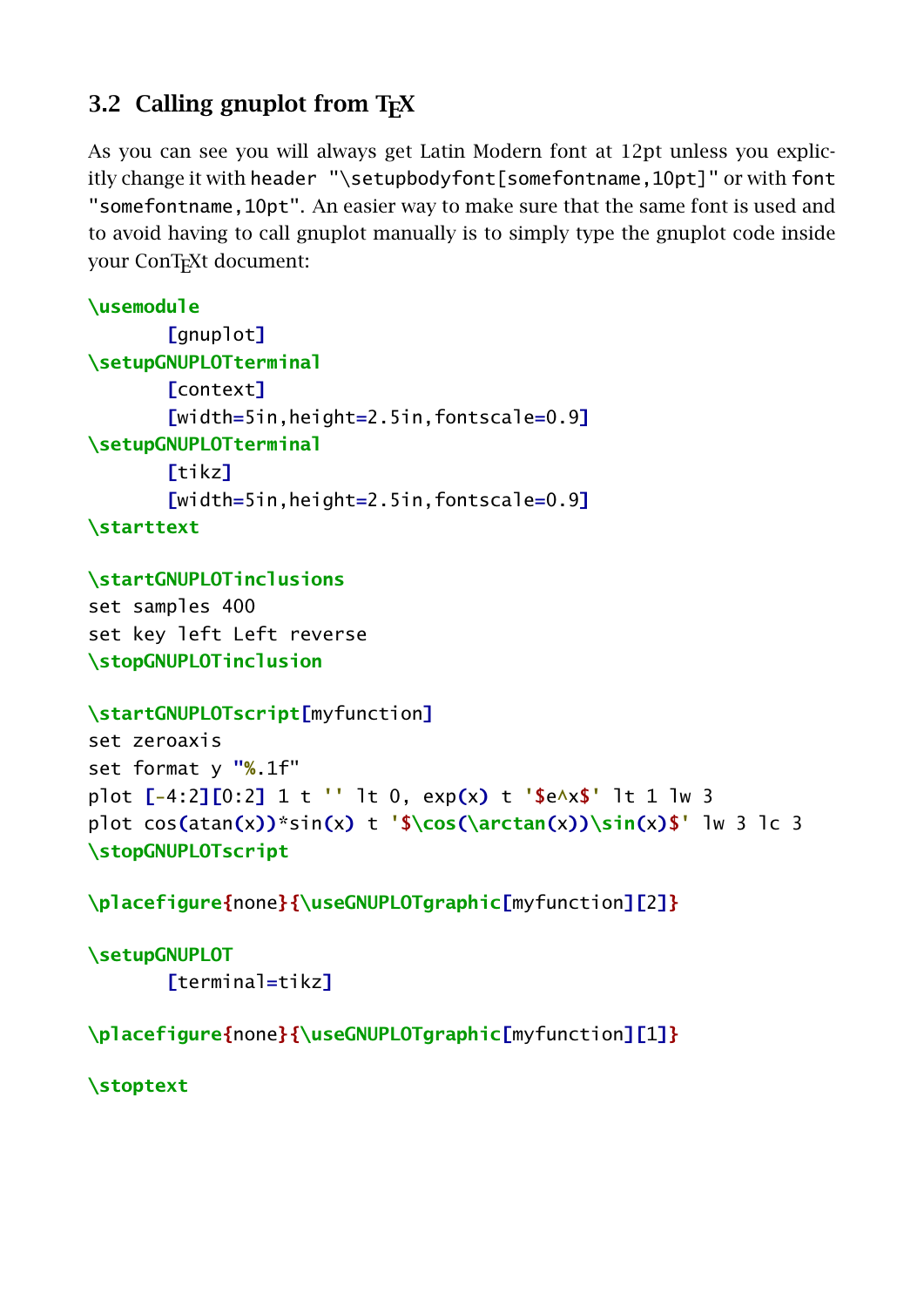## 3.2 Calling gnuplot from TEX

As you can see you will always get Latin Modern font at 12pt unless you explicitly change it with `header "\setupbodyfont[somefontname,10pt]"` or with `font "somefontname,10pt"`. An easier way to make sure that the same font is used and to avoid having to call gnuplot manually is to simply type the gnuplot code inside your ConTEXt document:

```
\usemodule
	[gnuplot]
\setupGNUPLOTterminal
	[context]
	[width=5in,height=2.5in,fontscale=0.9]
\setupGNUPLOTterminal
	[tikz]
	[width=5in,height=2.5in,fontscale=0.9]
\starttext

\startGNUPLOTinclusions
set samples 400
set key left Left reverse
\stopGNUPLOTinclusion

\startGNUPLOTscript[myfunction]
set zeroaxis
set format y "%.1f"
plot [-4:2][0:2] 1 t '' lt 0, exp(x) t '$e^x$' lt 1 lw 3
plot cos(atan(x))*sin(x) t '$\cos(\arctan(x))\sin(x)$' lw 3 lc 3
\stopGNUPLOTscript

\placefigure{none}{\useGNUPLOTgraphic[myfunction][2]}

\setupGNUPLOT
	[terminal=tikz]

\placefigure{none}{\useGNUPLOTgraphic[myfunction][1]}

\stoptext
```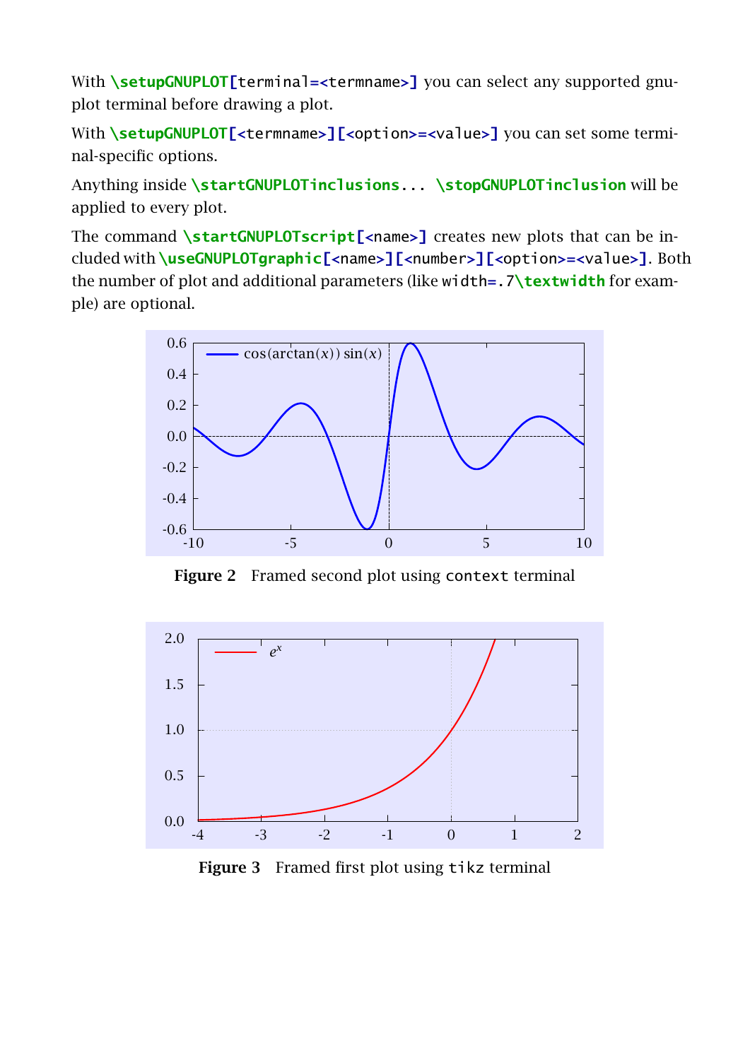With `\setupGNUPLOT[terminal=<termname>]` you can select any supported gnuplot terminal before drawing a plot.

With `\setupGNUPLOT[<termname>][<option>=<value>]` you can set some terminal-specific options.

Anything inside `\startGNUPLOTinclusions... \stopGNUPLOTinclusion` will be applied to every plot.

The command `\startGNUPLOTscript[<name>]` creates new plots that can be included with `\useGNUPLOTgraphic[<name>][<number>][<option>=<value>]`. Both the number of plot and additional parameters (like `width=.7\textwidth` for example) are optional.

**Figure 2** Framed second plot using `context` terminal

**Figure 3** Framed first plot using `tikz` terminal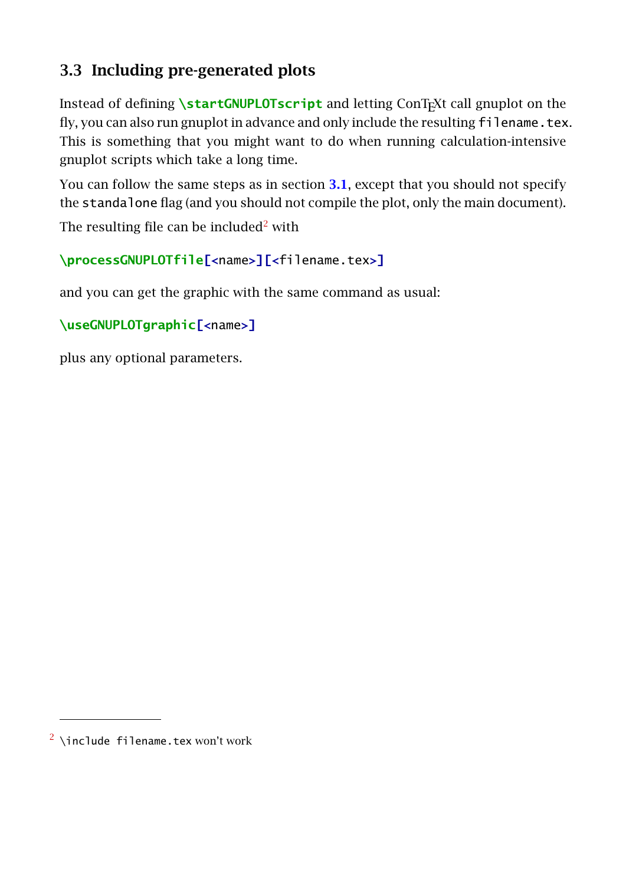### 3.3 Including pre-generated plots

Instead of defining `\startGNUPLOTscript` and letting ConTEXt call gnuplot on the fly, you can also run gnuplot in advance and only include the resulting `filename.tex`. This is something that you might want to do when running calculation-intensive gnuplot scripts which take a long time.

You can follow the same steps as in section 3.1, except that you should not specify the `standalone` flag (and you should not compile the plot, only the main document).

The resulting file can be included[2] with

```
\processGNUPLOTfile[<name>][<filename.tex>]
```

and you can get the graphic with the same command as usual:

```
\useGNUPLOTgraphic[<name>]
```

plus any optional parameters.

---

[2] `\include filename.tex` won't work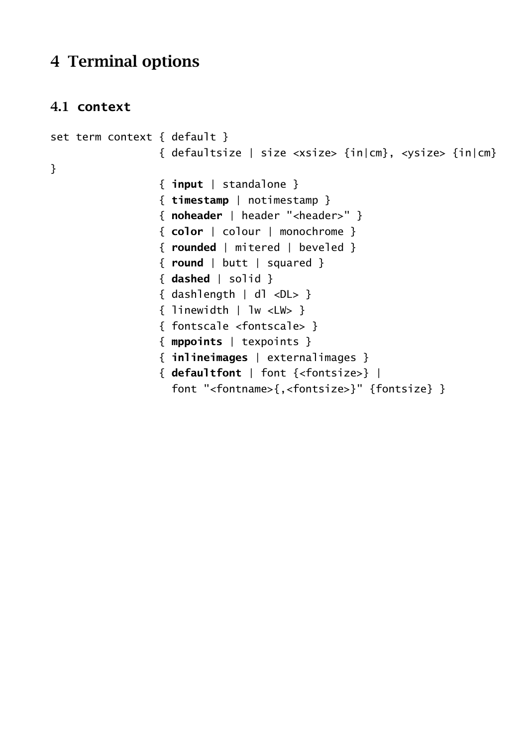# 4 Terminal options

## 4.1 context

```
set term context { default }
                 { defaultsize | size <xsize> {in|cm}, <ysize> {in|cm}
}
                 { input | standalone }
                 { timestamp | notimestamp }
                 { noheader | header "<header>" }
                 { color | colour | monochrome }
                 { rounded | mitered | beveled }
                 { round | butt | squared }
                 { dashed | solid }
                 { dashlength | dl <DL> }
                 { linewidth | lw <LW> }
                 { fontscale <fontscale> }
                 { mppoints | texpoints }
                 { inlineimages | externalimages }
                 { defaultfont | font {<fontsize>} |
                   font "<fontname>{,<fontsize>}" {fontsize} }
```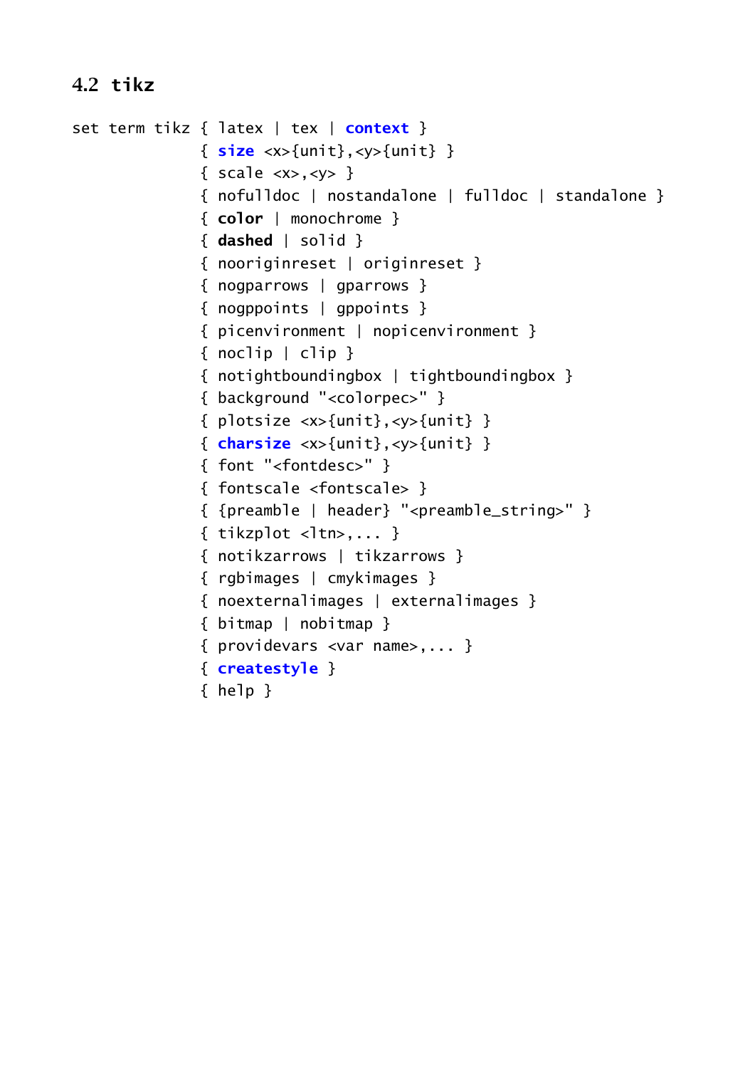## 4.2 tikz

```
set term tikz { latex | tex | context }
              { size <x>{unit},<y>{unit} }
              { scale <x>,<y> }
              { nofulldoc | nostandalone | fulldoc | standalone }
              { color | monochrome }
              { dashed | solid }
              { nooriginreset | originreset }
              { nogparrows | gparrows }
              { nogppoints | gppoints }
              { picenvironment | nopicenvironment }
              { noclip | clip }
              { notightboundingbox | tightboundingbox }
              { background "<colorpec>" }
              { plotsize <x>{unit},<y>{unit} }
              { charsize <x>{unit},<y>{unit} }
              { font "<fontdesc>" }
              { fontscale <fontscale> }
              { {preamble | header} "<preamble_string>" }
              { tikzplot <ltn>,... }
              { notikzarrows | tikzarrows }
              { rgbimages | cmykimages }
              { noexternalimages | externalimages }
              { bitmap | nobitmap }
              { providevars <var name>,... }
              { createstyle }
              { help }
```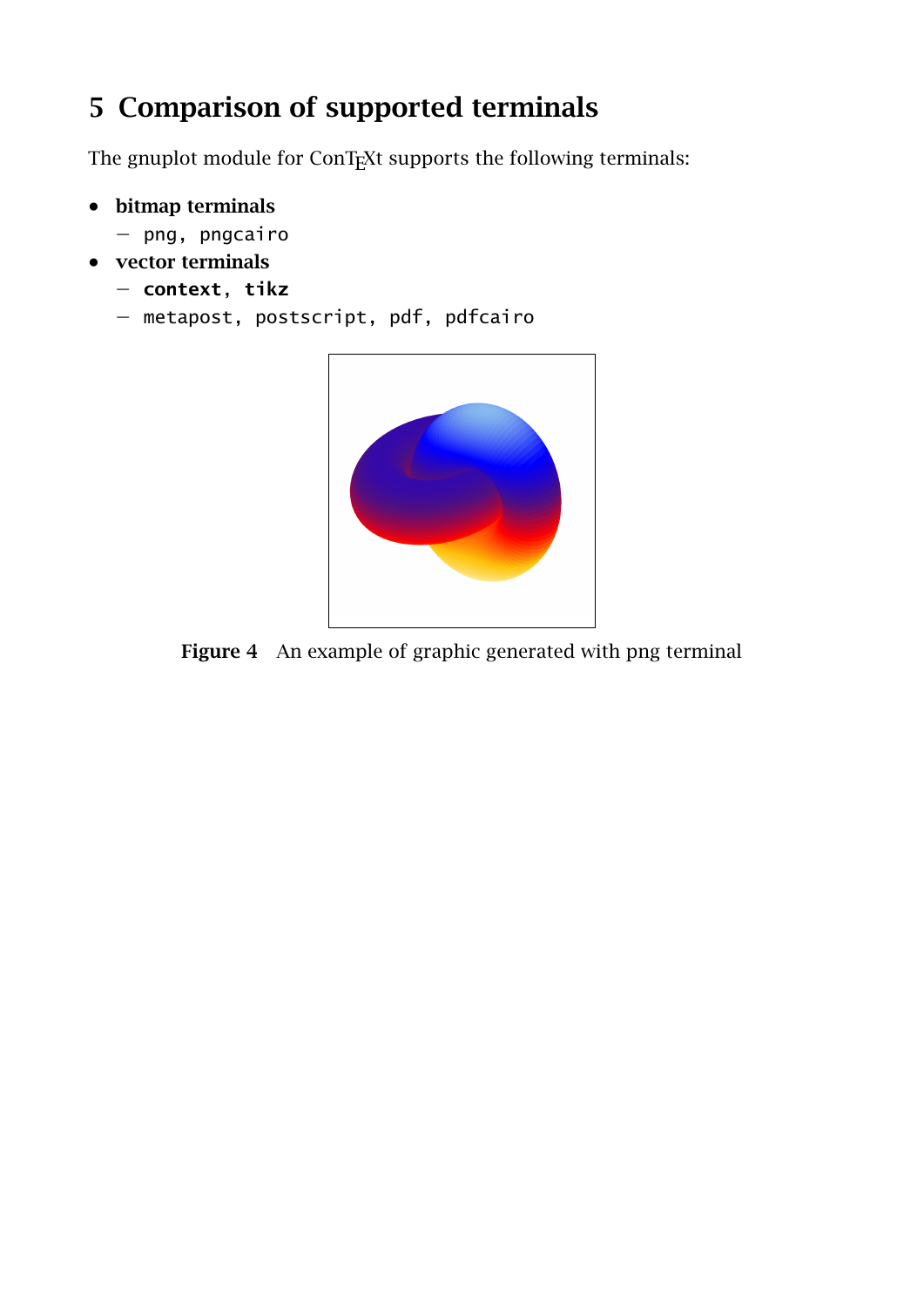# 5 Comparison of supported terminals

The gnuplot module for ConTEXt supports the following terminals:

- **bitmap terminals**
  - `png`, `pngcairo`
- **vector terminals**
  - **`context`**, **`tikz`**
  - `metapost`, `postscript`, `pdf`, `pdfcairo`

**Figure 4** An example of graphic generated with png terminal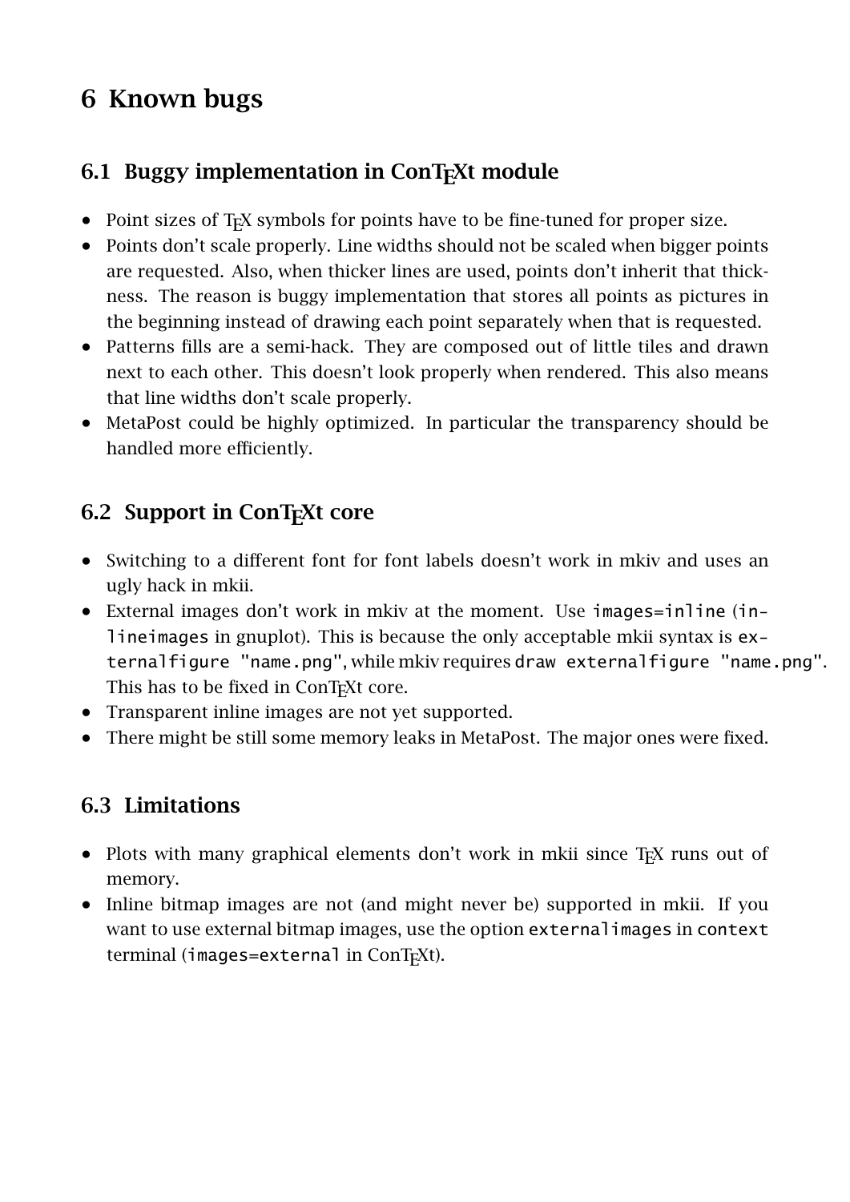# 6 Known bugs

## 6.1 Buggy implementation in ConTEXt module

- Point sizes of TEX symbols for points have to be fine-tuned for proper size.
- Points don't scale properly. Line widths should not be scaled when bigger points are requested. Also, when thicker lines are used, points don't inherit that thickness. The reason is buggy implementation that stores all points as pictures in the beginning instead of drawing each point separately when that is requested.
- Patterns fills are a semi-hack. They are composed out of little tiles and drawn next to each other. This doesn't look properly when rendered. This also means that line widths don't scale properly.
- MetaPost could be highly optimized. In particular the transparency should be handled more efficiently.

## 6.2 Support in ConTEXt core

- Switching to a different font for font labels doesn't work in mkiv and uses an ugly hack in mkii.
- External images don't work in mkiv at the moment. Use `images=inline` (`inlineimages` in gnuplot). This is because the only acceptable mkii syntax is `externalfigure "name.png"`, while mkiv requires `draw externalfigure "name.png"`. This has to be fixed in ConTEXt core.
- Transparent inline images are not yet supported.
- There might be still some memory leaks in MetaPost. The major ones were fixed.

## 6.3 Limitations

- Plots with many graphical elements don't work in mkii since TEX runs out of memory.
- Inline bitmap images are not (and might never be) supported in mkii. If you want to use external bitmap images, use the option `externalimages` in `context` terminal (`images=external` in ConTEXt).